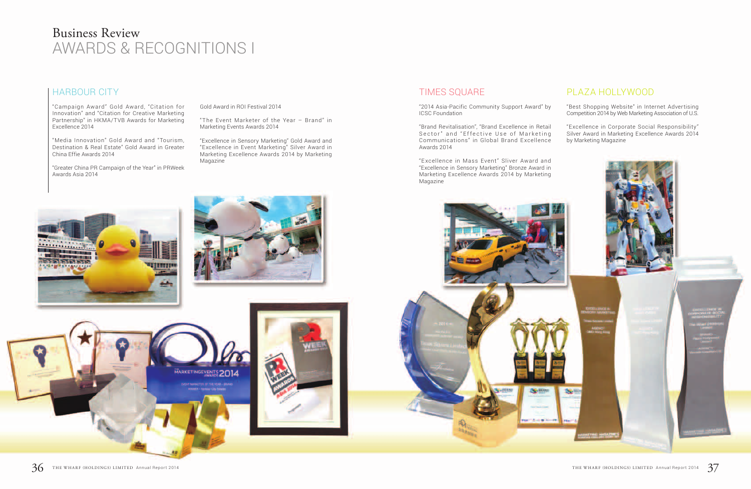# Business Review
# AWARDS & RECOGNITIONS I

## HARBOUR CITY

"Campaign Award" Gold Award, "Citation for Innovation" and "Citation for Creative Marketing Partnership" in HKMA/TVB Awards for Marketing Excellence 2014

"Media Innovation" Gold Award and "Tourism, Destination & Real Estate" Gold Award in Greater China Effie Awards 2014

"Greater China PR Campaign of the Year" in PRWeek Awards Asia 2014

Gold Award in ROI Festival 2014

"The Event Marketer of the Year – Brand" in Marketing Events Awards 2014

"Excellence in Sensory Marketing" Gold Award and "Excellence in Event Marketing" Silver Award in Marketing Excellence Awards 2014 by Marketing Magazine

## TIMES SQUARE

"2014 Asia-Pacific Community Support Award" by ICSC Foundation

"Brand Revitalisation", "Brand Excellence in Retail Sector" and "Effective Use of Marketing Communications" in Global Brand Excellence Awards 2014

"Excellence in Mass Event" Sliver Award and "Excellence in Sensory Marketing" Bronze Award in Marketing Excellence Awards 2014 by Marketing Magazine

## PLAZA HOLLYWOOD

"Best Shopping Website" in Internet Advertising Competition 2014 by Web Marketing Association of U.S.

"Excellence in Corporate Social Responsibility" Silver Award in Marketing Excellence Awards 2014 by Marketing Magazine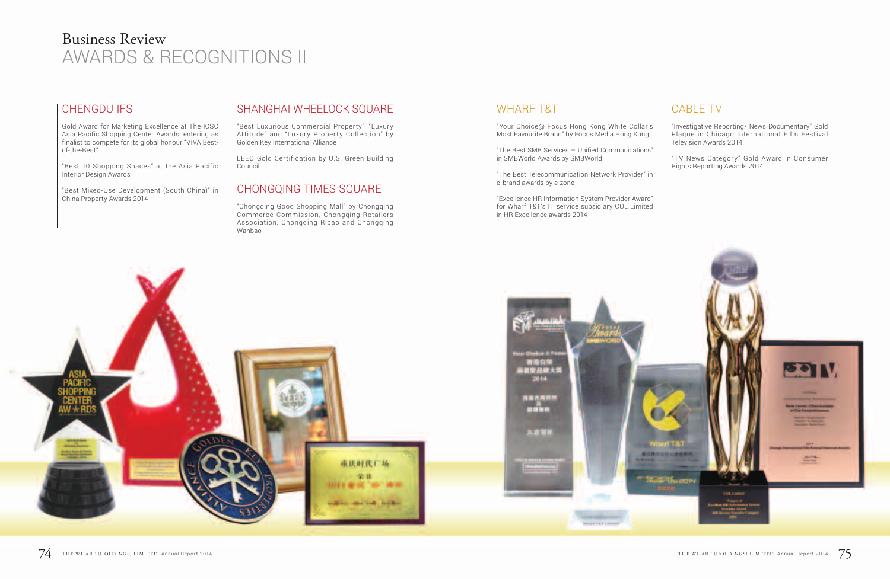# Business Review

## AWARDS & RECOGNITIONS II

### CHENGDU IFS

Gold Award for Marketing Excellence at The ICSC Asia Pacific Shopping Center Awards, entering as finalist to compete for its global honour "VIVA Best-of-the-Best"

"Best 10 Shopping Spaces" at the Asia Pacific Interior Design Awards

"Best Mixed-Use Development (South China)" in China Property Awards 2014

### SHANGHAI WHEELOCK SQUARE

"Best Luxurious Commercial Property", "Luxury Attitude" and "Luxury Property Collection" by Golden Key International Alliance

LEED Gold Certification by U.S. Green Building Council

### CHONGQING TIMES SQUARE

"Chongqing Good Shopping Mall" by Chongqing Commerce Commission, Chongqing Retailers Association, Chongqing Ribao and Chongqing Wanbao

### WHARF T&T

"Your Choice@ Focus Hong Kong White Collar's Most Favourite Brand" by Focus Media Hong Kong

"The Best SMB Services – Unified Communications" in SMBWorld Awards by SMBWorld

"The Best Telecommunication Network Provider" in e-brand awards by e-zone

"Excellence HR Information System Provider Award" for Wharf T&T's IT service subsidiary COL Limited in HR Excellence awards 2014

### CABLE TV

"Investigative Reporting/ News Documentary" Gold Plaque in Chicago International Film Festival Television Awards 2014

"TV News Category" Gold Award in Consumer Rights Reporting Awards 2014